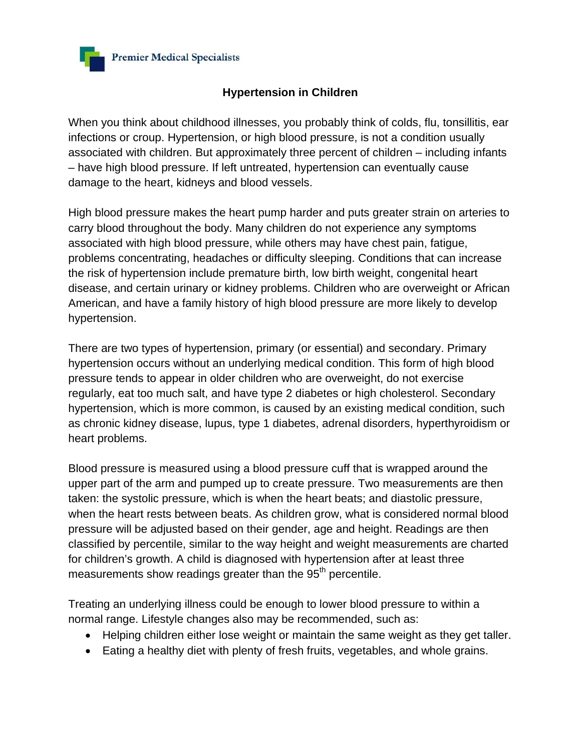Premier Medical Specialists

# Hypertension in Children

When you think about childhood illnesses, you probably think of colds, flu, tonsillitis, ear infections or croup. Hypertension, or high blood pressure, is not a condition usually associated with children. But approximately three percent of children – including infants – have high blood pressure. If left untreated, hypertension can eventually cause damage to the heart, kidneys and blood vessels.

High blood pressure makes the heart pump harder and puts greater strain on arteries to carry blood throughout the body. Many children do not experience any symptoms associated with high blood pressure, while others may have chest pain, fatigue, problems concentrating, headaches or difficulty sleeping. Conditions that can increase the risk of hypertension include premature birth, low birth weight, congenital heart disease, and certain urinary or kidney problems. Children who are overweight or African American, and have a family history of high blood pressure are more likely to develop hypertension.

There are two types of hypertension, primary (or essential) and secondary. Primary hypertension occurs without an underlying medical condition. This form of high blood pressure tends to appear in older children who are overweight, do not exercise regularly, eat too much salt, and have type 2 diabetes or high cholesterol. Secondary hypertension, which is more common, is caused by an existing medical condition, such as chronic kidney disease, lupus, type 1 diabetes, adrenal disorders, hyperthyroidism or heart problems.

Blood pressure is measured using a blood pressure cuff that is wrapped around the upper part of the arm and pumped up to create pressure. Two measurements are then taken: the systolic pressure, which is when the heart beats; and diastolic pressure, when the heart rests between beats. As children grow, what is considered normal blood pressure will be adjusted based on their gender, age and height. Readings are then classified by percentile, similar to the way height and weight measurements are charted for children's growth. A child is diagnosed with hypertension after at least three measurements show readings greater than the 95th percentile.

Treating an underlying illness could be enough to lower blood pressure to within a normal range. Lifestyle changes also may be recommended, such as:

- Helping children either lose weight or maintain the same weight as they get taller.
- Eating a healthy diet with plenty of fresh fruits, vegetables, and whole grains.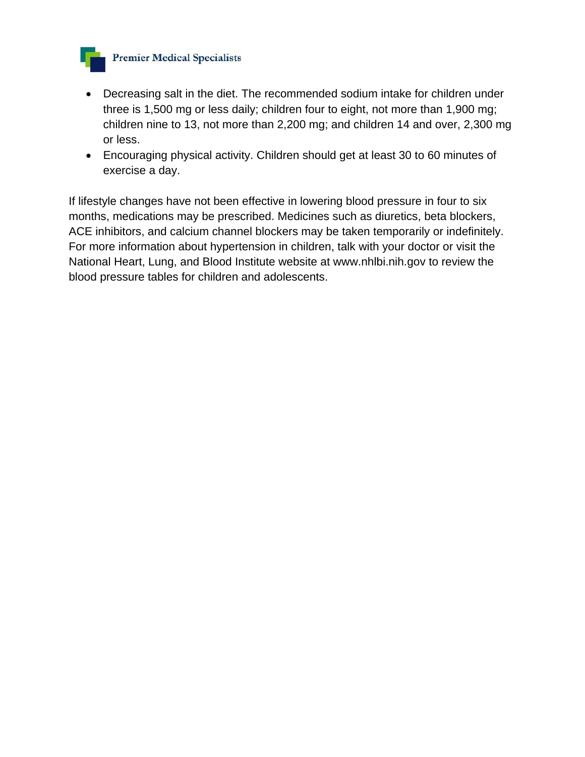- Decreasing salt in the diet. The recommended sodium intake for children under three is 1,500 mg or less daily; children four to eight, not more than 1,900 mg; children nine to 13, not more than 2,200 mg; and children 14 and over, 2,300 mg or less.
- Encouraging physical activity. Children should get at least 30 to 60 minutes of exercise a day.

If lifestyle changes have not been effective in lowering blood pressure in four to six months, medications may be prescribed. Medicines such as diuretics, beta blockers, ACE inhibitors, and calcium channel blockers may be taken temporarily or indefinitely. For more information about hypertension in children, talk with your doctor or visit the National Heart, Lung, and Blood Institute website at www.nhlbi.nih.gov to review the blood pressure tables for children and adolescents.